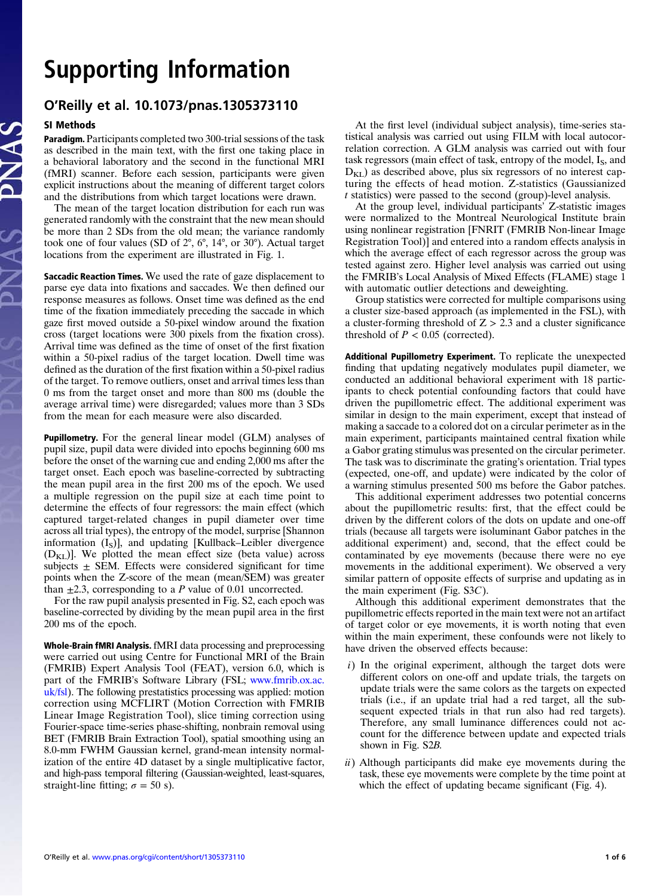# Supporting Information

## O'Reilly et al. 10.1073/pnas.1305373110

### SI Methods

**Paradigm.** Participants completed two 300-trial sessions of the task as described in the main text, with the first one taking place in a behavioral laboratory and the second in the functional MRI (fMRI) scanner. Before each session, participants were given explicit instructions about the meaning of different target colors and the distributions from which target locations were drawn.

The mean of the target location distribution for each run was generated randomly with the constraint that the new mean should be more than 2 SDs from the old mean; the variance randomly took one of four values (SD of 2°, 6°, 14°, or 30°). Actual target locations from the experiment are illustrated in Fig. 1.

**Saccadic Reaction Times.** We used the rate of gaze displacement to parse eye data into fixations and saccades. We then defined our response measures as follows. Onset time was defined as the end time of the fixation immediately preceding the saccade in which gaze first moved outside a 50-pixel window around the fixation cross (target locations were 300 pixels from the fixation cross). Arrival time was defined as the time of onset of the first fixation within a 50-pixel radius of the target location. Dwell time was defined as the duration of the first fixation within a 50-pixel radius of the target. To remove outliers, onset and arrival times less than 0 ms from the target onset and more than 800 ms (double the average arrival time) were disregarded; values more than 3 SDs from the mean for each measure were also discarded.

**Pupillometry.** For the general linear model (GLM) analyses of pupil size, pupil data were divided into epochs beginning 600 ms before the onset of the warning cue and ending 2,000 ms after the target onset. Each epoch was baseline-corrected by subtracting the mean pupil area in the first 200 ms of the epoch. We used a multiple regression on the pupil size at each time point to determine the effects of four regressors: the main effect (which captured target-related changes in pupil diameter over time across all trial types), the entropy of the model, surprise [Shannon information ($I_S$)], and updating [Kullback–Leibler divergence ($D_{KL}$)]. We plotted the mean effect size (beta value) across subjects ± SEM. Effects were considered significant for time points when the Z-score of the mean (mean/SEM) was greater than ±2.3, corresponding to a $P$ value of 0.01 uncorrected.

For the raw pupil analysis presented in Fig. S2, each epoch was baseline-corrected by dividing by the mean pupil area in the first 200 ms of the epoch.

**Whole-Brain fMRI Analysis.** fMRI data processing and preprocessing were carried out using Centre for Functional MRI of the Brain (FMRIB) Expert Analysis Tool (FEAT), version 6.0, which is part of the FMRIB's Software Library (FSL; www.fmrib.ox.ac.uk/fsl). The following prestatistics processing was applied: motion correction using MCFLIRT (Motion Correction with FMRIB Linear Image Registration Tool), slice timing correction using Fourier-space time-series phase-shifting, nonbrain removal using BET (FMRIB Brain Extraction Tool), spatial smoothing using an 8.0-mm FWHM Gaussian kernel, grand-mean intensity normalization of the entire 4D dataset by a single multiplicative factor, and high-pass temporal filtering (Gaussian-weighted, least-squares, straight-line fitting; $\sigma$ = 50 s).

At the first level (individual subject analysis), time-series statistical analysis was carried out using FILM with local autocorrelation correction. A GLM analysis was carried out with four task regressors (main effect of task, entropy of the model, $I_S$, and $D_{KL}$) as described above, plus six regressors of no interest capturing the effects of head motion. Z-statistics (Gaussianized $t$ statistics) were passed to the second (group)-level analysis.

At the group level, individual participants' Z-statistic images were normalized to the Montreal Neurological Institute brain using nonlinear registration [FNRIT (FMRIB Non-linear Image Registration Tool)] and entered into a random effects analysis in which the average effect of each regressor across the group was tested against zero. Higher level analysis was carried out using the FMRIB's Local Analysis of Mixed Effects (FLAME) stage 1 with automatic outlier detections and deweighting.

Group statistics were corrected for multiple comparisons using a cluster size-based approach (as implemented in the FSL), with a cluster-forming threshold of $Z > 2.3$ and a cluster significance threshold of $P < 0.05$ (corrected).

**Additional Pupillometry Experiment.** To replicate the unexpected finding that updating negatively modulates pupil diameter, we conducted an additional behavioral experiment with 18 participants to check potential confounding factors that could have driven the pupillometric effect. The additional experiment was similar in design to the main experiment, except that instead of making a saccade to a colored dot on a circular perimeter as in the main experiment, participants maintained central fixation while a Gabor grating stimulus was presented on the circular perimeter. The task was to discriminate the grating's orientation. Trial types (expected, one-off, and update) were indicated by the color of a warning stimulus presented 500 ms before the Gabor patches.

This additional experiment addresses two potential concerns about the pupillometric results: first, that the effect could be driven by the different colors of the dots on update and one-off trials (because all targets were isoluminant Gabor patches in the additional experiment) and, second, that the effect could be contaminated by eye movements (because there were no eye movements in the additional experiment). We observed a very similar pattern of opposite effects of surprise and updating as in the main experiment (Fig. S3*C*).

Although this additional experiment demonstrates that the pupillometric effects reported in the main text were not an artifact of target color or eye movements, it is worth noting that even within the main experiment, these confounds were not likely to have driven the observed effects because:

*i*) In the original experiment, although the target dots were different colors on one-off and update trials, the targets on update trials were the same colors as the targets on expected trials (i.e., if an update trial had a red target, all the subsequent expected trials in that run also had red targets). Therefore, any small luminance differences could not account for the difference between update and expected trials shown in Fig. S2*B*.

*ii*) Although participants did make eye movements during the task, these eye movements were complete by the time point at which the effect of updating became significant (Fig. 4).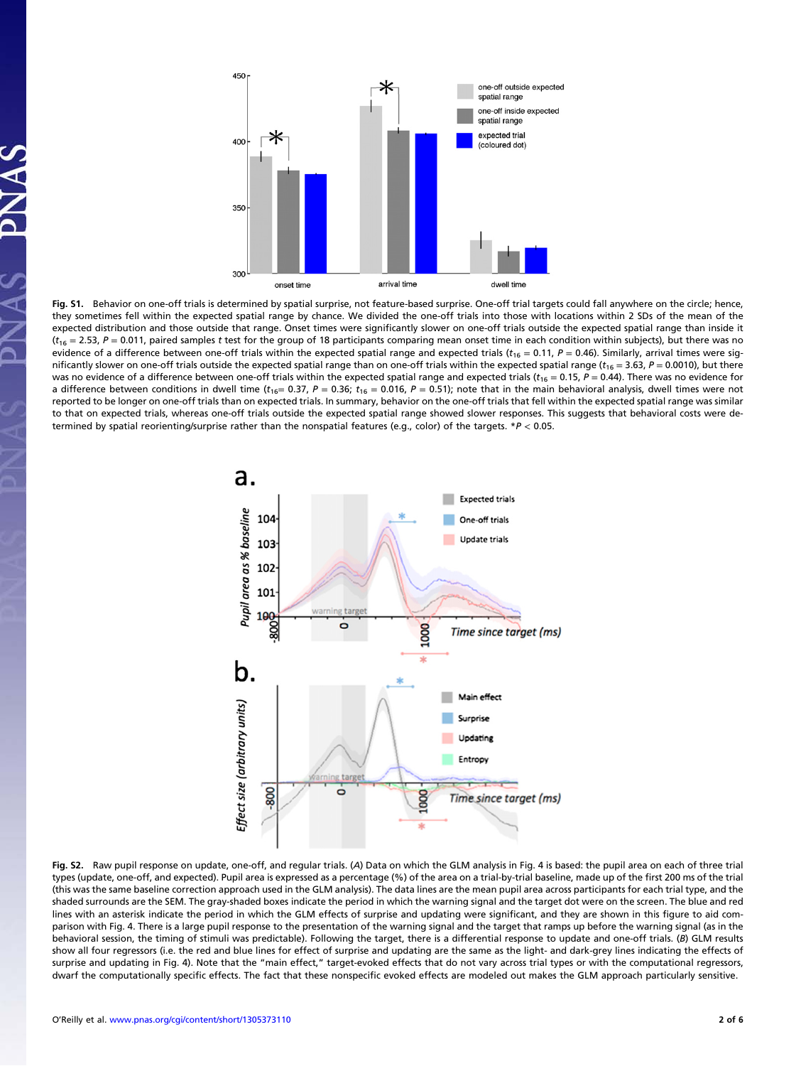450

400

350

300

onset time

arrival time

dwell time

one-off outside expected spatial range

one-off inside expected spatial range

expected trial (coloured dot)

**Fig. S1.** Behavior on one-off trials is determined by spatial surprise, not feature-based surprise. One-off trial targets could fall anywhere on the circle; hence, they sometimes fell within the expected spatial range by chance. We divided the one-off trials into those with locations within 2 SDs of the mean of the expected distribution and those outside that range. Onset times were significantly slower on one-off trials outside the expected spatial range than inside it ($t_{16} = 2.53$, $P = 0.011$, paired samples $t$ test for the group of 18 participants comparing mean onset time in each condition within subjects), but there was no evidence of a difference between one-off trials within the expected spatial range and expected trials ($t_{16} = 0.11$, $P = 0.46$). Similarly, arrival times were significantly slower on one-off trials outside the expected spatial range than on one-off trials within the expected spatial range ($t_{16} = 3.63$, $P = 0.0010$), but there was no evidence of a difference between one-off trials within the expected spatial range and expected trials ($t_{16} = 0.15$, $P = 0.44$). There was no evidence for a difference between conditions in dwell time ($t_{16} = 0.37$, $P = 0.36$; $t_{16} = 0.016$, $P = 0.51$); note that in the main behavioral analysis, dwell times were not reported to be longer on one-off trials than on expected trials. In summary, behavior on the one-off trials that fell within the expected spatial range was similar to that on expected trials, whereas one-off trials outside the expected spatial range showed slower responses. This suggests that behavioral costs were determined by spatial reorienting/surprise rather than the nonspatial features (e.g., color) of the targets. *$P < 0.05$.

a.

Pupil area as % baseline

104

103

102

101

100

-800

0

1000

Time since target (ms)

warning target

Expected trials

One-off trials

Update trials

b.

Effect size (arbitrary units)

-800

0

1000

Time since target (ms)

warning target

Main effect

Surprise

Updating

Entropy

**Fig. S2.** Raw pupil response on update, one-off, and regular trials. (*A*) Data on which the GLM analysis in Fig. 4 is based: the pupil area on each of three trial types (update, one-off, and expected). Pupil area is expressed as a percentage (%) of the area on a trial-by-trial baseline, made up of the first 200 ms of the trial (this was the same baseline correction approach used in the GLM analysis). The data lines are the mean pupil area across participants for each trial type, and the shaded surrounds are the SEM. The gray-shaded boxes indicate the period in which the warning signal and the target dot were on the screen. The blue and red lines with an asterisk indicate the period in which the GLM effects of surprise and updating were significant, and they are shown in this figure to aid comparison with Fig. 4. There is a large pupil response to the presentation of the warning signal and the target that ramps up before the warning signal (as in the behavioral session, the timing of stimuli was predictable). Following the target, there is a differential response to update and one-off trials. (*B*) GLM results show all four regressors (i.e. the red and blue lines for effect of surprise and updating are the same as the light- and dark-grey lines indicating the effects of surprise and updating in Fig. 4). Note that the "main effect," target-evoked effects that do not vary across trial types or with the computational regressors, dwarf the computationally specific effects. The fact that these nonspecific evoked effects are modeled out makes the GLM approach particularly sensitive.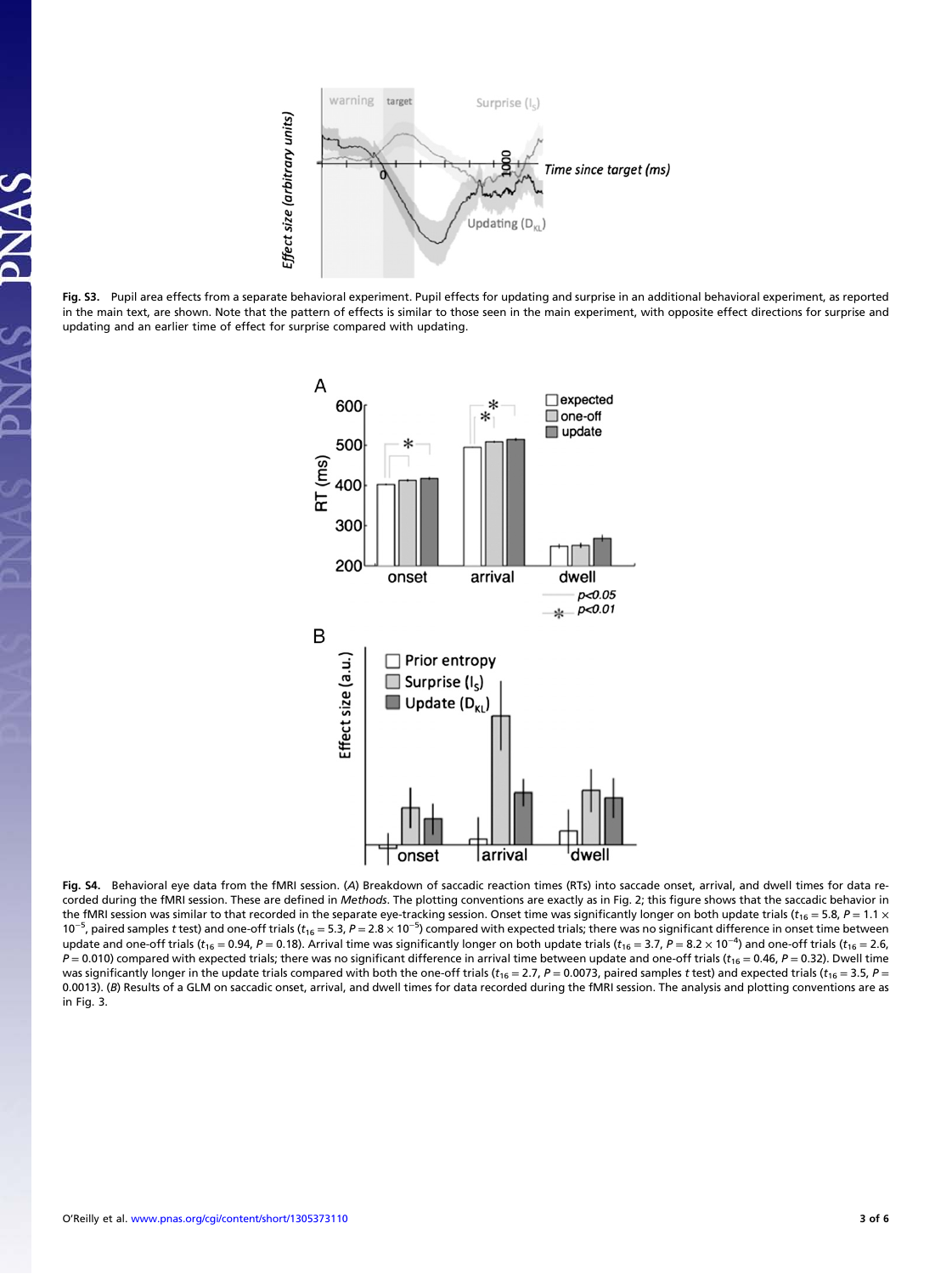warning
target
Surprise ($I_S$)
Effect size (arbitrary units)
0
1000
Time since target (ms)
Updating ($D_{KL}$)

**Fig. S3.** Pupil area effects from a separate behavioral experiment. Pupil effects for updating and surprise in an additional behavioral experiment, as reported in the main text, are shown. Note that the pattern of effects is similar to those seen in the main experiment, with opposite effect directions for surprise and updating and an earlier time of effect for surprise compared with updating.

A
RT (ms)
600
500
400
300
200
onset
arrival
dwell
expected
one-off
update
p<0.05
p<0.01

B
Effect size (a.u.)
Prior entropy
Surprise ($I_S$)
Update ($D_{KL}$)
onset
arrival
dwell

**Fig. S4.** Behavioral eye data from the fMRI session. (*A*) Breakdown of saccadic reaction times (RTs) into saccade onset, arrival, and dwell times for data recorded during the fMRI session. These are defined in *Methods*. The plotting conventions are exactly as in Fig. 2; this figure shows that the saccadic behavior in the fMRI session was similar to that recorded in the separate eye-tracking session. Onset time was significantly longer on both update trials ($t_{16} = 5.8$, $P = 1.1 \times 10^{-5}$, paired samples *t* test) and one-off trials ($t_{16} = 5.3$, $P = 2.8 \times 10^{-5}$) compared with expected trials; there was no significant difference in onset time between update and one-off trials ($t_{16} = 0.94$, $P = 0.18$). Arrival time was significantly longer on both update trials ($t_{16} = 3.7$, $P = 8.2 \times 10^{-4}$) and one-off trials ($t_{16} = 2.6$, $P = 0.010$) compared with expected trials; there was no significant difference in arrival time between update and one-off trials ($t_{16} = 0.46$, $P = 0.32$). Dwell time was significantly longer in the update trials compared with both the one-off trials ($t_{16} = 2.7$, $P = 0.0073$, paired samples *t* test) and expected trials ($t_{16} = 3.5$, $P = 0.0013$). (*B*) Results of a GLM on saccadic onset, arrival, and dwell times for data recorded during the fMRI session. The analysis and plotting conventions are as in Fig. 3.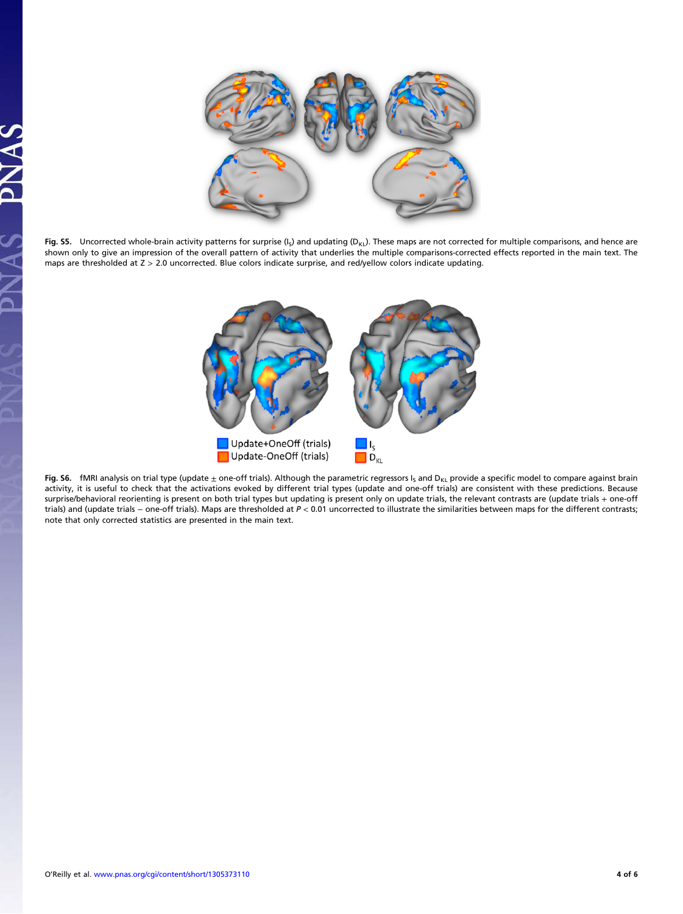**Fig. S5.** Uncorrected whole-brain activity patterns for surprise ($I_S$) and updating ($D_{KL}$). These maps are not corrected for multiple comparisons, and hence are shown only to give an impression of the overall pattern of activity that underlies the multiple comparisons-corrected effects reported in the main text. The maps are thresholded at $Z > 2.0$ uncorrected. Blue colors indicate surprise, and red/yellow colors indicate updating.

Update+OneOff (trials)
Update-OneOff (trials)

$I_S$
$D_{KL}$

**Fig. S6.** fMRI analysis on trial type (update ± one-off trials). Although the parametric regressors $I_S$ and $D_{KL}$ provide a specific model to compare against brain activity, it is useful to check that the activations evoked by different trial types (update and one-off trials) are consistent with these predictions. Because surprise/behavioral reorienting is present on both trial types but updating is present only on update trials, the relevant contrasts are (update trials + one-off trials) and (update trials − one-off trials). Maps are thresholded at $P < 0.01$ uncorrected to illustrate the similarities between maps for the different contrasts; note that only corrected statistics are presented in the main text.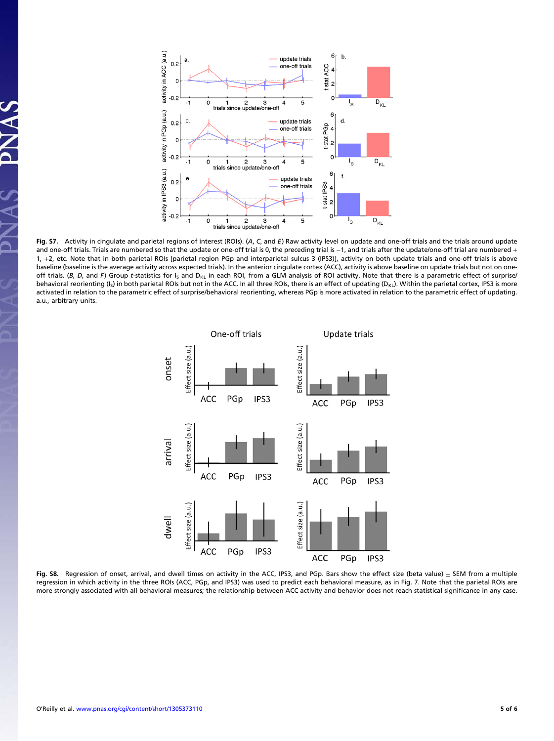a.

activity in ACC (a.u.)

0.2
0
-0.2

-1 0 1 2 3 4 5

trials since update/one-off

update trials
one-off trials

b.

t stat ACC

6
4
2
0

$I_S$ $D_{KL}$

c.

activity in PGp (a.u.)

0.2
0
-0.2

-1 0 1 2 3 4 5

trials since update/one-off

update trials
one-off trials

d.

t-stat PGp

6
4
2
0

$I_S$ $D_{KL}$

e.

activity in IPS3 (a.u.)

0.2
0
-0.2

-1 0 1 2 3 4 5

trials since update/one-off

update trials
one-off trials

f.

t-stat IPS3

6
4
2
0

$I_S$ $D_{KL}$

**Fig. S7.** Activity in cingulate and parietal regions of interest (ROIs). (*A*, *C*, and *E*) Raw activity level on update and one-off trials and the trials around update and one-off trials. Trials are numbered so that the update or one-off trial is 0, the preceding trial is −1, and trials after the update/one-off trial are numbered + 1, +2, etc. Note that in both parietal ROIs [parietal region PGp and interparietal sulcus 3 (IPS3)], activity on both update trials and one-off trials is above baseline (baseline is the average activity across expected trials). In the anterior cingulate cortex (ACC), activity is above baseline on update trials but not on one-off trials. (*B*, *D*, and *F*) Group *t*-statistics for $I_S$ and $D_{KL}$ in each ROI, from a GLM analysis of ROI activity. Note that there is a parametric effect of surprise/behavioral reorienting ($I_S$) in both parietal ROIs but not in the ACC. In all three ROIs, there is an effect of updating ($D_{KL}$). Within the parietal cortex, IPS3 is more activated in relation to the parametric effect of surprise/behavioral reorienting, whereas PGp is more activated in relation to the parametric effect of updating. a.u., arbitrary units.

One-off trials

Update trials

onset

Effect size (a.u.)

ACC PGp IPS3

Effect size (a.u.)

ACC PGp IPS3

arrival

Effect size (a.u.)

ACC PGp IPS3

Effect size (a.u.)

ACC PGp IPS3

dwell

Effect size (a.u.)

ACC PGp IPS3

Effect size (a.u.)

ACC PGp IPS3

**Fig. S8.** Regression of onset, arrival, and dwell times on activity in the ACC, IPS3, and PGp. Bars show the effect size (beta value) ± SEM from a multiple regression in which activity in the three ROIs (ACC, PGp, and IPS3) was used to predict each behavioral measure, as in Fig. 7. Note that the parietal ROIs are more strongly associated with all behavioral measures; the relationship between ACC activity and behavior does not reach statistical significance in any case.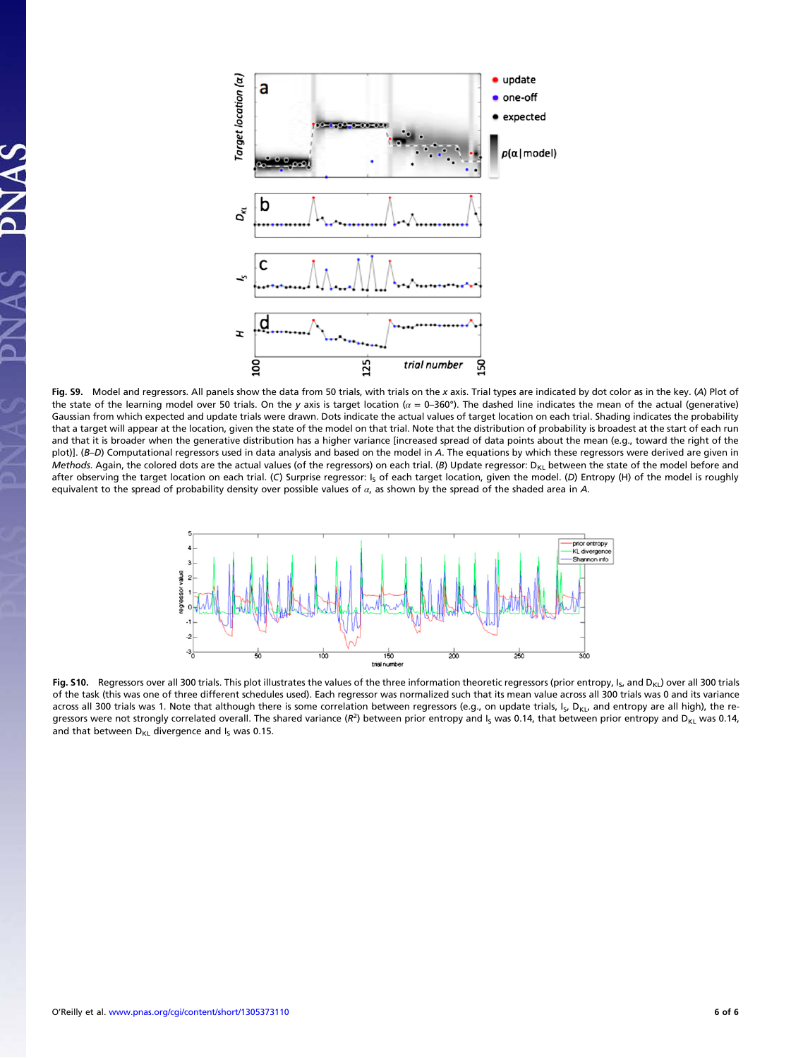a

Target location (α)

update

one-off

expected

p(α|model)

b

$D_{KL}$

c

$I_s$

d

H

100

125

trial number

150

**Fig. S9.** Model and regressors. All panels show the data from 50 trials, with trials on the *x* axis. Trial types are indicated by dot color as in the key. (*A*) Plot of the state of the learning model over 50 trials. On the *y* axis is target location ($\alpha$ = 0–360°). The dashed line indicates the mean of the actual (generative) Gaussian from which expected and update trials were drawn. Dots indicate the actual values of target location on each trial. Shading indicates the probability that a target will appear at the location, given the state of the model on that trial. Note that the distribution of probability is broadest at the start of each run and that it is broader when the generative distribution has a higher variance [increased spread of data points about the mean (e.g., toward the right of the plot)]. (*B*–*D*) Computational regressors used in data analysis and based on the model in *A*. The equations by which these regressors were derived are given in *Methods*. Again, the colored dots are the actual values (of the regressors) on each trial. (*B*) Update regressor: $D_{KL}$ between the state of the model before and after observing the target location on each trial. (*C*) Surprise regressor: $I_s$ of each target location, given the model. (*D*) Entropy (H) of the model is roughly equivalent to the spread of probability density over possible values of $\alpha$, as shown by the spread of the shaded area in *A*.

regressor value

5

4

3

2

1

0

-1

-2

-3

0

50

100

150

200

250

300

trial number

prior entropy

KL divergence

Shannon info

**Fig. S10.** Regressors over all 300 trials. This plot illustrates the values of the three information theoretic regressors (prior entropy, $I_s$, and $D_{KL}$) over all 300 trials of the task (this was one of three different schedules used). Each regressor was normalized such that its mean value across all 300 trials was 0 and its variance across all 300 trials was 1. Note that although there is some correlation between regressors (e.g., on update trials, $I_s$, $D_{KL}$, and entropy are all high), the regressors were not strongly correlated overall. The shared variance ($R^2$) between prior entropy and $I_s$ was 0.14, that between prior entropy and $D_{KL}$ was 0.14, and that between $D_{KL}$ divergence and $I_s$ was 0.15.